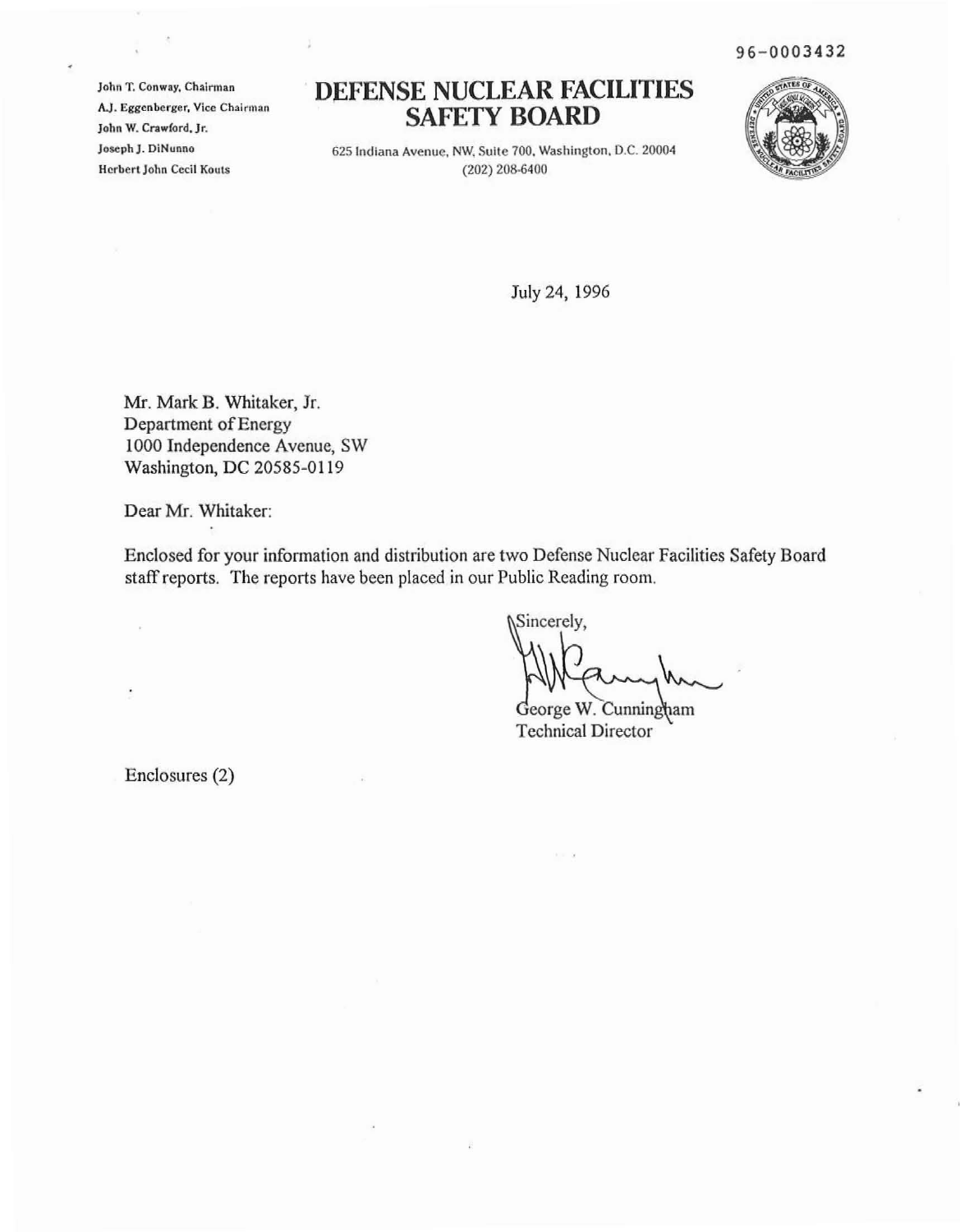96-0003432

John T. Conway, Chairman
A.J. Eggenberger, Vice Chairman
John W. Crawford, Jr.
Joseph J. DiNunno
Herbert John Cecil Kouts

# DEFENSE NUCLEAR FACILITIES SAFETY BOARD

625 Indiana Avenue, NW, Suite 700, Washington, D.C. 20004
(202) 208-6400

July 24, 1996

Mr. Mark B. Whitaker, Jr.
Department of Energy
1000 Independence Avenue, SW
Washington, DC 20585-0119

Dear Mr. Whitaker:

Enclosed for your information and distribution are two Defense Nuclear Facilities Safety Board staff reports. The reports have been placed in our Public Reading room.

Sincerely,

George W. Cunningham
Technical Director

Enclosures (2)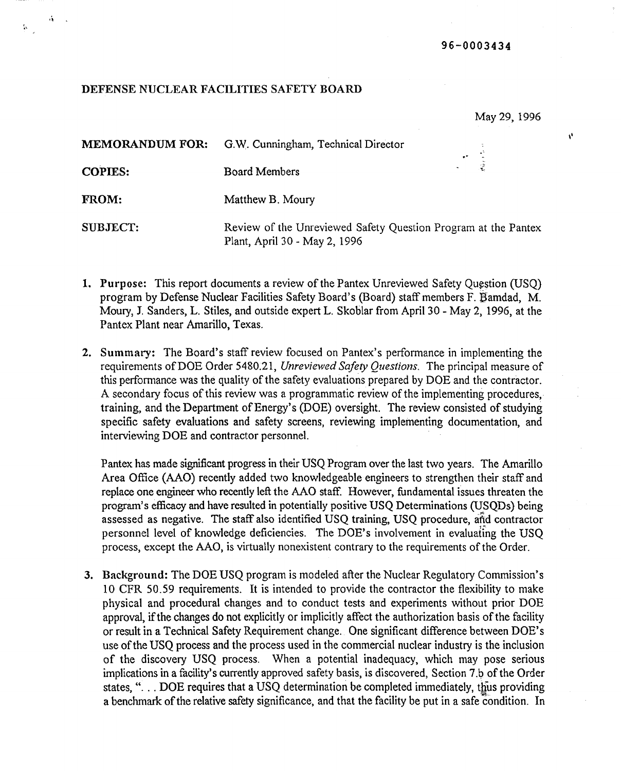96-0003434

DEFENSE NUCLEAR FACILITIES SAFETY BOARD

May 29, 1996

**MEMORANDUM FOR:** G.W. Cunningham, Technical Director

**COPIES:** Board Members

**FROM:** Matthew B. Moury

**SUBJECT:** Review of the Unreviewed Safety Question Program at the Pantex Plant, April 30 - May 2, 1996

1. **Purpose:** This report documents a review of the Pantex Unreviewed Safety Question (USQ) program by Defense Nuclear Facilities Safety Board's (Board) staff members F. Bamdad, M. Moury, J. Sanders, L. Stiles, and outside expert L. Skoblar from April 30 - May 2, 1996, at the Pantex Plant near Amarillo, Texas.

2. **Summary:** The Board's staff review focused on Pantex's performance in implementing the requirements of DOE Order 5480.21, *Unreviewed Safety Questions*. The principal measure of this performance was the quality of the safety evaluations prepared by DOE and the contractor. A secondary focus of this review was a programmatic review of the implementing procedures, training, and the Department of Energy's (DOE) oversight. The review consisted of studying specific safety evaluations and safety screens, reviewing implementing documentation, and interviewing DOE and contractor personnel.

   Pantex has made significant progress in their USQ Program over the last two years. The Amarillo Area Office (AAO) recently added two knowledgeable engineers to strengthen their staff and replace one engineer who recently left the AAO staff. However, fundamental issues threaten the program's efficacy and have resulted in potentially positive USQ Determinations (USQDs) being assessed as negative. The staff also identified USQ training, USQ procedure, and contractor personnel level of knowledge deficiencies. The DOE's involvement in evaluating the USQ process, except the AAO, is virtually nonexistent contrary to the requirements of the Order.

3. **Background:** The DOE USQ program is modeled after the Nuclear Regulatory Commission's 10 CFR 50.59 requirements. It is intended to provide the contractor the flexibility to make physical and procedural changes and to conduct tests and experiments without prior DOE approval, if the changes do not explicitly or implicitly affect the authorization basis of the facility or result in a Technical Safety Requirement change. One significant difference between DOE's use of the USQ process and the process used in the commercial nuclear industry is the inclusion of the discovery USQ process. When a potential inadequacy, which may pose serious implications in a facility's currently approved safety basis, is discovered, Section 7.b of the Order states, "... DOE requires that a USQ determination be completed immediately, thus providing a benchmark of the relative safety significance, and that the facility be put in a safe condition. In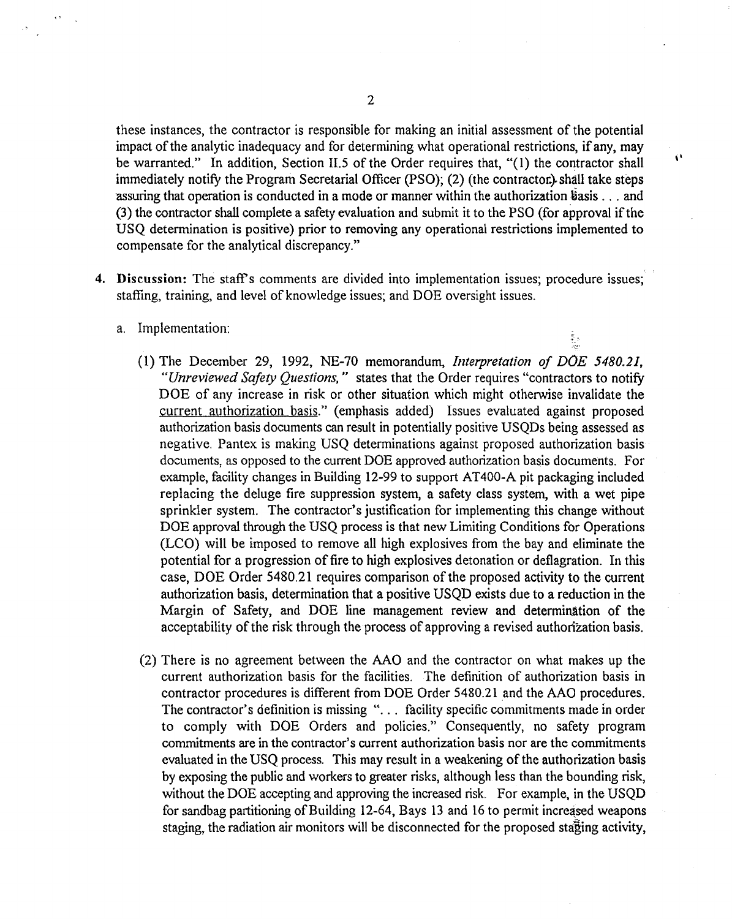these instances, the contractor is responsible for making an initial assessment of the potential impact of the analytic inadequacy and for determining what operational restrictions, if any, may be warranted." In addition, Section II.5 of the Order requires that, "(1) the contractor shall immediately notify the Program Secretarial Officer (PSO); (2) (the contractor) shall take steps assuring that operation is conducted in a mode or manner within the authorization basis . . . and (3) the contractor shall complete a safety evaluation and submit it to the PSO (for approval if the USQ determination is positive) prior to removing any operational restrictions implemented to compensate for the analytical discrepancy."

4. **Discussion:** The staff's comments are divided into implementation issues; procedure issues; staffing, training, and level of knowledge issues; and DOE oversight issues.

   a. Implementation:

      (1) The December 29, 1992, NE-70 memorandum, *Interpretation of DOE 5480.21, "Unreviewed Safety Questions,"* states that the Order requires "contractors to notify DOE of any increase in risk or other situation which might otherwise invalidate the current authorization basis." (emphasis added) Issues evaluated against proposed authorization basis documents can result in potentially positive USQDs being assessed as negative. Pantex is making USQ determinations against proposed authorization basis documents, as opposed to the current DOE approved authorization basis documents. For example, facility changes in Building 12-99 to support AT400-A pit packaging included replacing the deluge fire suppression system, a safety class system, with a wet pipe sprinkler system. The contractor's justification for implementing this change without DOE approval through the USQ process is that new Limiting Conditions for Operations (LCO) will be imposed to remove all high explosives from the bay and eliminate the potential for a progression of fire to high explosives detonation or deflagration. In this case, DOE Order 5480.21 requires comparison of the proposed activity to the current authorization basis, determination that a positive USQD exists due to a reduction in the Margin of Safety, and DOE line management review and determination of the acceptability of the risk through the process of approving a revised authorization basis.

      (2) There is no agreement between the AAO and the contractor on what makes up the current authorization basis for the facilities. The definition of authorization basis in contractor procedures is different from DOE Order 5480.21 and the AAO procedures. The contractor's definition is missing ". . . facility specific commitments made in order to comply with DOE Orders and policies." Consequently, no safety program commitments are in the contractor's current authorization basis nor are the commitments evaluated in the USQ process. This may result in a weakening of the authorization basis by exposing the public and workers to greater risks, although less than the bounding risk, without the DOE accepting and approving the increased risk. For example, in the USQD for sandbag partitioning of Building 12-64, Bays 13 and 16 to permit increased weapons staging, the radiation air monitors will be disconnected for the proposed staging activity,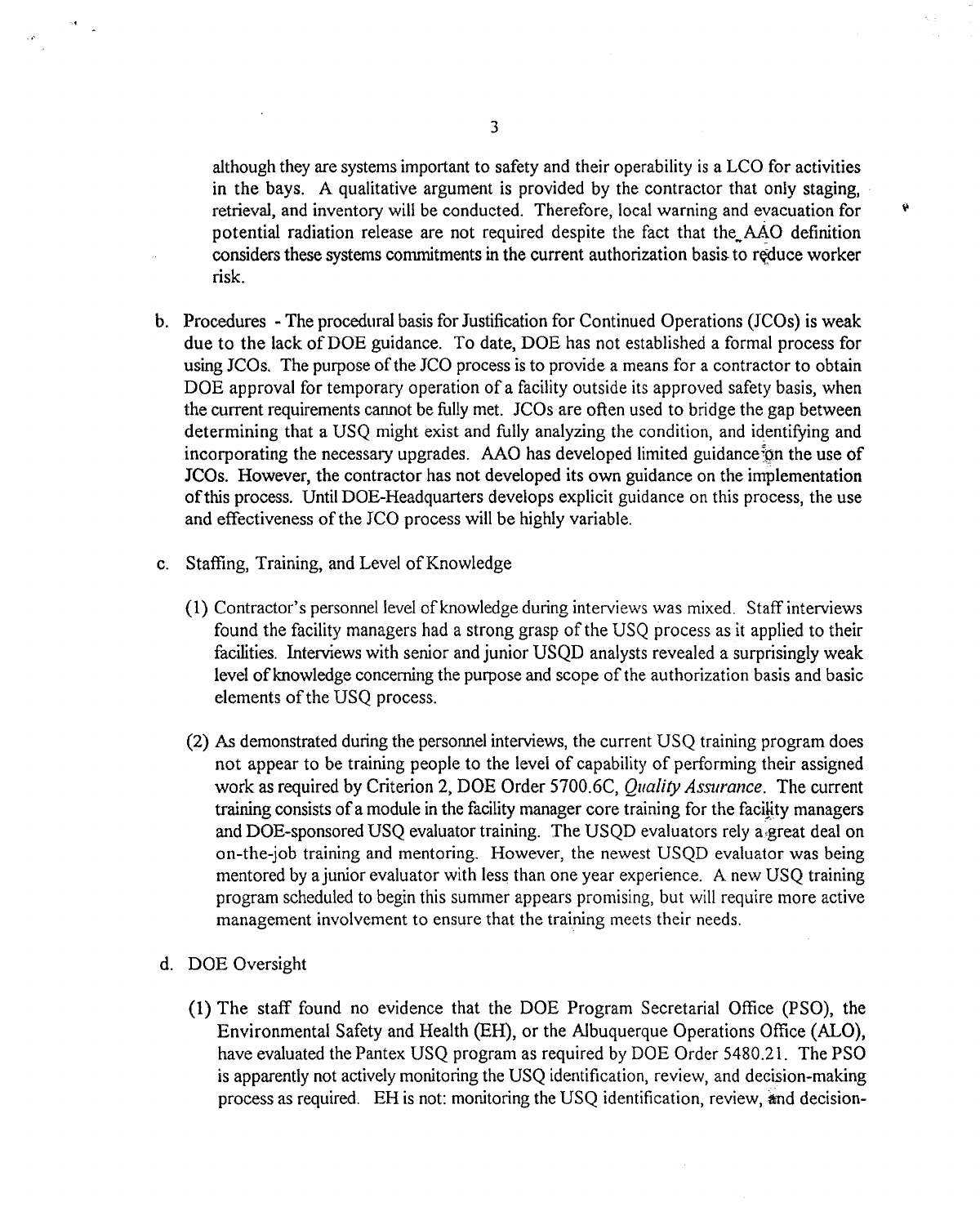although they are systems important to safety and their operability is a LCO for activities in the bays. A qualitative argument is provided by the contractor that only staging, retrieval, and inventory will be conducted. Therefore, local warning and evacuation for potential radiation release are not required despite the fact that the AAO definition considers these systems commitments in the current authorization basis to reduce worker risk.

b. Procedures - The procedural basis for Justification for Continued Operations (JCOs) is weak due to the lack of DOE guidance. To date, DOE has not established a formal process for using JCOs. The purpose of the JCO process is to provide a means for a contractor to obtain DOE approval for temporary operation of a facility outside its approved safety basis, when the current requirements cannot be fully met. JCOs are often used to bridge the gap between determining that a USQ might exist and fully analyzing the condition, and identifying and incorporating the necessary upgrades. AAO has developed limited guidance on the use of JCOs. However, the contractor has not developed its own guidance on the implementation of this process. Until DOE-Headquarters develops explicit guidance on this process, the use and effectiveness of the JCO process will be highly variable.

c. Staffing, Training, and Level of Knowledge

   (1) Contractor's personnel level of knowledge during interviews was mixed. Staff interviews found the facility managers had a strong grasp of the USQ process as it applied to their facilities. Interviews with senior and junior USQD analysts revealed a surprisingly weak level of knowledge concerning the purpose and scope of the authorization basis and basic elements of the USQ process.

   (2) As demonstrated during the personnel interviews, the current USQ training program does not appear to be training people to the level of capability of performing their assigned work as required by Criterion 2, DOE Order 5700.6C, *Quality Assurance*. The current training consists of a module in the facility manager core training for the facility managers and DOE-sponsored USQ evaluator training. The USQD evaluators rely a great deal on on-the-job training and mentoring. However, the newest USQD evaluator was being mentored by a junior evaluator with less than one year experience. A new USQ training program scheduled to begin this summer appears promising, but will require more active management involvement to ensure that the training meets their needs.

d. DOE Oversight

   (1) The staff found no evidence that the DOE Program Secretarial Office (PSO), the Environmental Safety and Health (EH), or the Albuquerque Operations Office (ALO), have evaluated the Pantex USQ program as required by DOE Order 5480.21. The PSO is apparently not actively monitoring the USQ identification, review, and decision-making process as required. EH is not: monitoring the USQ identification, review, and decision-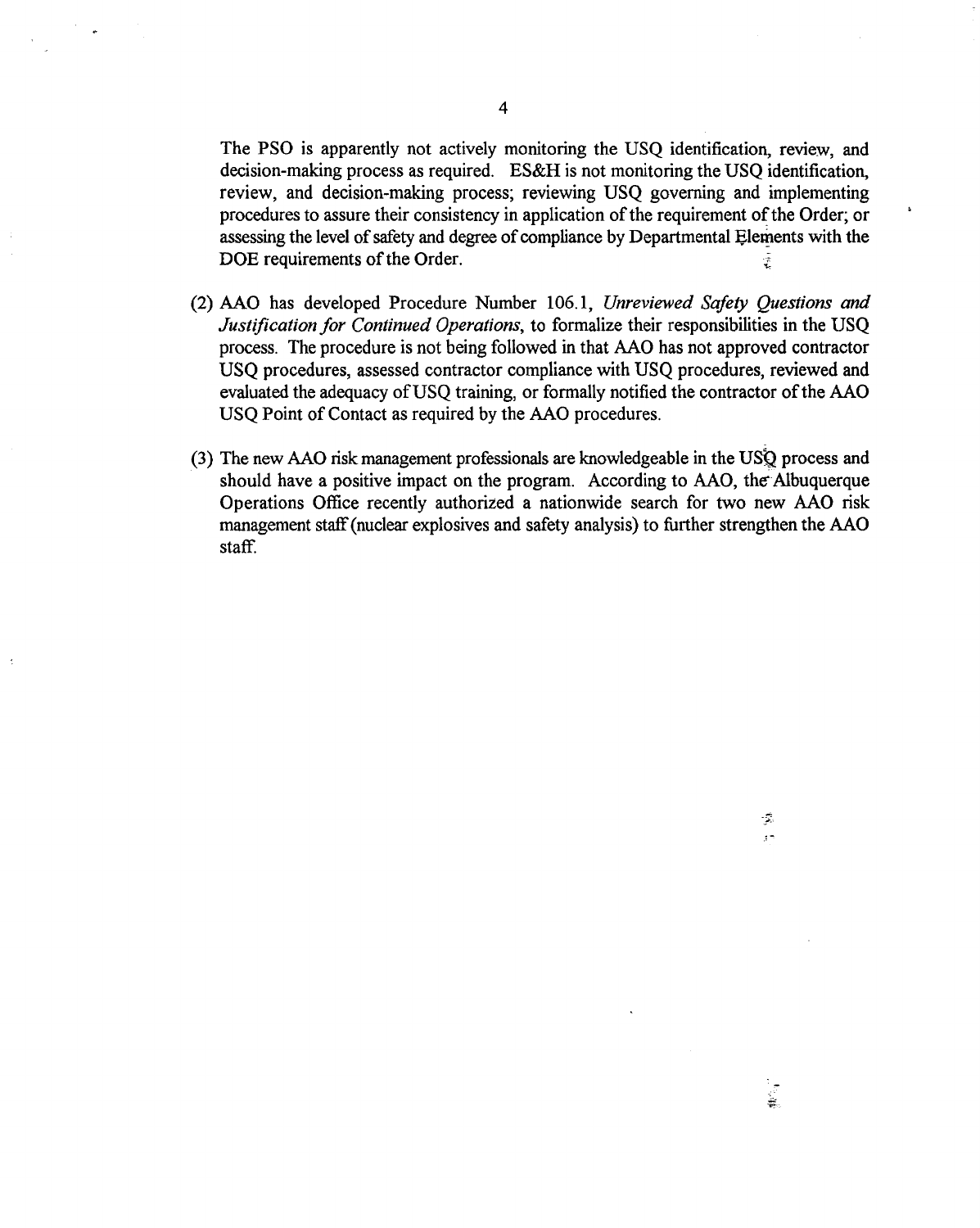The PSO is apparently not actively monitoring the USQ identification, review, and decision-making process as required. ES&H is not monitoring the USQ identification, review, and decision-making process; reviewing USQ governing and implementing procedures to assure their consistency in application of the requirement of the Order; or assessing the level of safety and degree of compliance by Departmental Elements with the DOE requirements of the Order.

(2) AAO has developed Procedure Number 106.1, *Unreviewed Safety Questions and Justification for Continued Operations*, to formalize their responsibilities in the USQ process. The procedure is not being followed in that AAO has not approved contractor USQ procedures, assessed contractor compliance with USQ procedures, reviewed and evaluated the adequacy of USQ training, or formally notified the contractor of the AAO USQ Point of Contact as required by the AAO procedures.

(3) The new AAO risk management professionals are knowledgeable in the USQ process and should have a positive impact on the program. According to AAO, the Albuquerque Operations Office recently authorized a nationwide search for two new AAO risk management staff (nuclear explosives and safety analysis) to further strengthen the AAO staff.